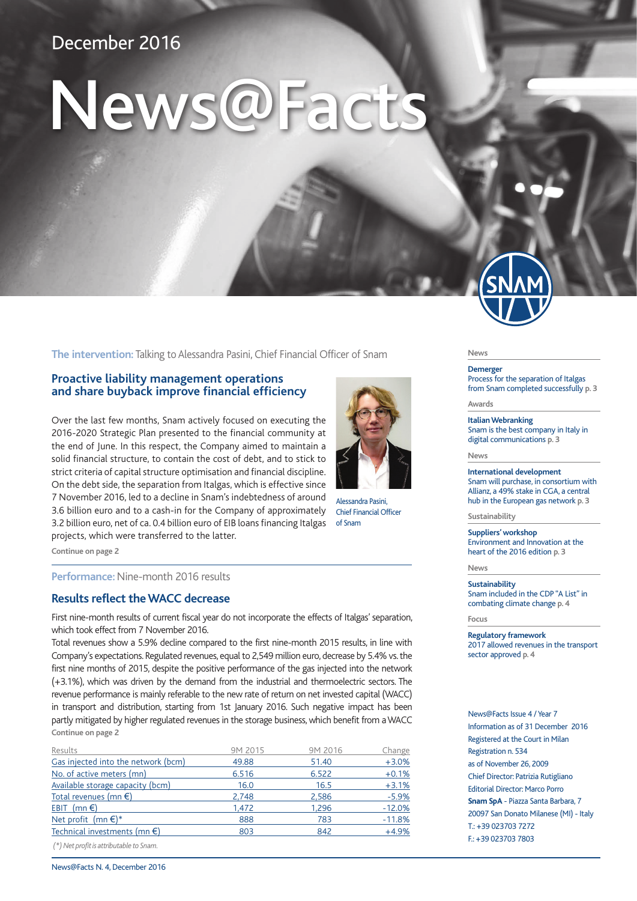December 2016

# News@Facts

**The intervention:** Talking to Alessandra Pasini, Chief Financial Officer of Snam

## Proactive liability management operations and share buyback improve financial efficiency

Over the last few months, Snam actively focused on executing the 2016-2020 Strategic Plan presented to the financial community at the end of June. In this respect, the Company aimed to maintain a solid financial structure, to contain the cost of debt, and to stick to strict criteria of capital structure optimisation and financial discipline. On the debt side, the separation from Italgas, which is effective since 7 November 2016, led to a decline in Snam's indebtedness of around 3.6 billion euro and to a cash-in for the Company of approximately 3.2 billion euro, net of ca. 0.4 billion euro of EIB loans financing Italgas projects, which were transferred to the latter.

Alessandra Pasini, Chief Financial Officer of Snam

Continue on page 2

**Performance:** Nine-month 2016 results

## Results reflect the WACC decrease

First nine-month results of current fiscal year do not incorporate the effects of Italgas' separation, which took effect from 7 November 2016.

Total revenues show a 5.9% decline compared to the first nine-month 2015 results, in line with Company's expectations. Regulated revenues, equal to 2,549 million euro, decrease by 5.4% vs. the first nine months of 2015, despite the positive performance of the gas injected into the network (+3.1%), which was driven by the demand from the industrial and thermoelectric sectors. The revenue performance is mainly referable to the new rate of return on net invested capital (WACC) in transport and distribution, starting from 1st January 2016. Such negative impact has been partly mitigated by higher regulated revenues in the storage business, which benefit from a WACC

Continue on page 2

| Results | 9M 2015 | 9M 2016 | Change |
|---|---|---|---|
| Gas injected into the network (bcm) | 49.88 | 51.40 | +3.0% |
| No. of active meters (mn) | 6.516 | 6.522 | +0.1% |
| Available storage capacity (bcm) | 16.0 | 16.5 | +3.1% |
| Total revenues (mn €) | 2,748 | 2,586 | -5.9% |
| EBIT (mn €) | 1,472 | 1,296 | -12.0% |
| Net profit (mn €)* | 888 | 783 | -11.8% |
| Technical investments (mn €) | 803 | 842 | +4.9% |

*(\*) Net profit is attributable to Snam.*

News

**Demerger**
Process for the separation of Italgas from Snam completed successfully p. 3

Awards

**Italian Webranking**
Snam is the best company in Italy in digital communications p. 3

News

**International development**
Snam will purchase, in consortium with Allianz, a 49% stake in CGA, a central hub in the European gas network p. 3

Sustainability

**Suppliers' workshop**
Environment and Innovation at the heart of the 2016 edition p. 3

News

**Sustainability**
Snam included in the CDP "A List" in combating climate change p. 4

Focus

**Regulatory framework**
2017 allowed revenues in the transport sector approved p. 4

News@Facts Issue 4 / Year 7
Information as of 31 December 2016
Registered at the Court in Milan
Registration n. 534
as of November 26, 2009
Chief Director: Patrizia Rutigliano
Editorial Director: Marco Porro
**Snam SpA** - Piazza Santa Barbara, 7
20097 San Donato Milanese (MI) - Italy
T.: +39 023703 7272
F.: +39 023703 7803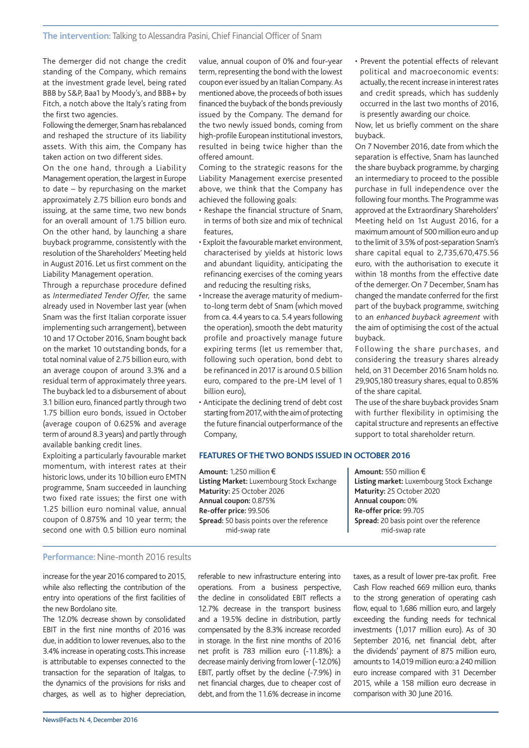## The intervention: Talking to Alessandra Pasini, Chief Financial Officer of Snam

The demerger did not change the credit standing of the Company, which remains at the investment grade level, being rated BBB by S&P, Baa1 by Moody's, and BBB+ by Fitch, a notch above the Italy's rating from the first two agencies.

Following the demerger, Snam has rebalanced and reshaped the structure of its liability assets. With this aim, the Company has taken action on two different sides.

On the one hand, through a Liability Management operation, the largest in Europe to date – by repurchasing on the market approximately 2.75 billion euro bonds and issuing, at the same time, two new bonds for an overall amount of 1.75 billion euro. On the other hand, by launching a share buyback programme, consistently with the resolution of the Shareholders' Meeting held in August 2016. Let us first comment on the Liability Management operation.

Through a repurchase procedure defined as *Intermediated Tender Offer,* the same already used in November last year (when Snam was the first Italian corporate issuer implementing such arrangement), between 10 and 17 October 2016, Snam bought back on the market 10 outstanding bonds, for a total nominal value of 2.75 billion euro, with an average coupon of around 3.3% and a residual term of approximately three years. The buyback led to a disbursement of about 3.1 billion euro, financed partly through two 1.75 billion euro bonds, issued in October (average coupon of 0.625% and average term of around 8.3 years) and partly through available banking credit lines.

Exploiting a particularly favourable market momentum, with interest rates at their historic lows, under its 10 billion euro EMTN programme, Snam succeeded in launching two fixed rate issues; the first one with 1.25 billion euro nominal value, annual coupon of 0.875% and 10 year term; the second one with 0.5 billion euro nominal value, annual coupon of 0% and four-year term, representing the bond with the lowest coupon ever issued by an Italian Company. As mentioned above, the proceeds of both issues financed the buyback of the bonds previously issued by the Company. The demand for the two newly issued bonds, coming from high-profile European institutional investors, resulted in being twice higher than the offered amount.

Coming to the strategic reasons for the Liability Management exercise presented above, we think that the Company has achieved the following goals:

- Reshape the financial structure of Snam, in terms of both size and mix of technical features,
- Exploit the favourable market environment, characterised by yields at historic lows and abundant liquidity, anticipating the refinancing exercises of the coming years and reducing the resulting risks,
- Increase the average maturity of medium-to-long term debt of Snam (which moved from ca. 4.4 years to ca. 5.4 years following the operation), smooth the debt maturity profile and proactively manage future expiring terms (let us remember that, following such operation, bond debt to be refinanced in 2017 is around 0.5 billion euro, compared to the pre-LM level of 1 billion euro),
- Anticipate the declining trend of debt cost starting from 2017, with the aim of protecting the future financial outperformance of the Company,
- Prevent the potential effects of relevant political and macroeconomic events: actually, the recent increase in interest rates and credit spreads, which has suddenly occurred in the last two months of 2016, is presently awarding our choice.

Now, let us briefly comment on the share buyback.

On 7 November 2016, date from which the separation is effective, Snam has launched the share buyback programme, by charging an intermediary to proceed to the possible purchase in full independence over the following four months. The Programme was approved at the Extraordinary Shareholders' Meeting held on 1st August 2016, for a maximum amount of 500 million euro and up to the limit of 3.5% of post-separation Snam's share capital equal to 2,735,670,475.56 euro, with the authorisation to execute it within 18 months from the effective date of the demerger. On 7 December, Snam has changed the mandate conferred for the first part of the buyback programme, switching to an *enhanced buyback agreement* with the aim of optimising the cost of the actual buyback.

Following the share purchases, and considering the treasury shares already held, on 31 December 2016 Snam holds no. 29,905,180 treasury shares, equal to 0.85% of the share capital.

The use of the share buyback provides Snam with further flexibility in optimising the capital structure and represents an effective support to total shareholder return.

### FEATURES OF THE TWO BONDS ISSUED IN OCTOBER 2016

**Amount:** 1,250 million €
**Listing Market:** Luxembourg Stock Exchange
**Maturity:** 25 October 2026
**Annual coupon:** 0.875%
**Re-offer price:** 99.506
**Spread:** 50 basis points over the reference mid-swap rate

**Amount:** 550 million €
**Listing market:** Luxembourg Stock Exchange
**Maturity:** 25 October 2020
**Annual coupon:** 0%
**Re-offer price:** 99.705
**Spread:** 20 basis point over the reference mid-swap rate

## Performance: Nine-month 2016 results

increase for the year 2016 compared to 2015, while also reflecting the contribution of the entry into operations of the first facilities of the new Bordolano site.

The 12.0% decrease shown by consolidated EBIT in the first nine months of 2016 was due, in addition to lower revenues, also to the 3.4% increase in operating costs. This increase is attributable to expenses connected to the transaction for the separation of Italgas, to the dynamics of the provisions for risks and charges, as well as to higher depreciation, referable to new infrastructure entering into operations. From a business perspective, the decline in consolidated EBIT reflects a 12.7% decrease in the transport business and a 19.5% decline in distribution, partly compensated by the 8.3% increase recorded in storage. In the first nine months of 2016 net profit is 783 million euro (-11.8%): a decrease mainly deriving from lower (-12.0%) EBIT, partly offset by the decline (-7.9%) in net financial charges, due to cheaper cost of debt, and from the 11.6% decrease in income taxes, as a result of lower pre-tax profit. Free Cash Flow reached 669 million euro, thanks to the strong generation of operating cash flow, equal to 1,686 million euro, and largely exceeding the funding needs for technical investments (1,017 million euro). As of 30 September 2016, net financial debt, after the dividends' payment of 875 million euro, amounts to 14,019 million euro: a 240 million euro increase compared with 31 December 2015, while a 158 million euro decrease in comparison with 30 June 2016.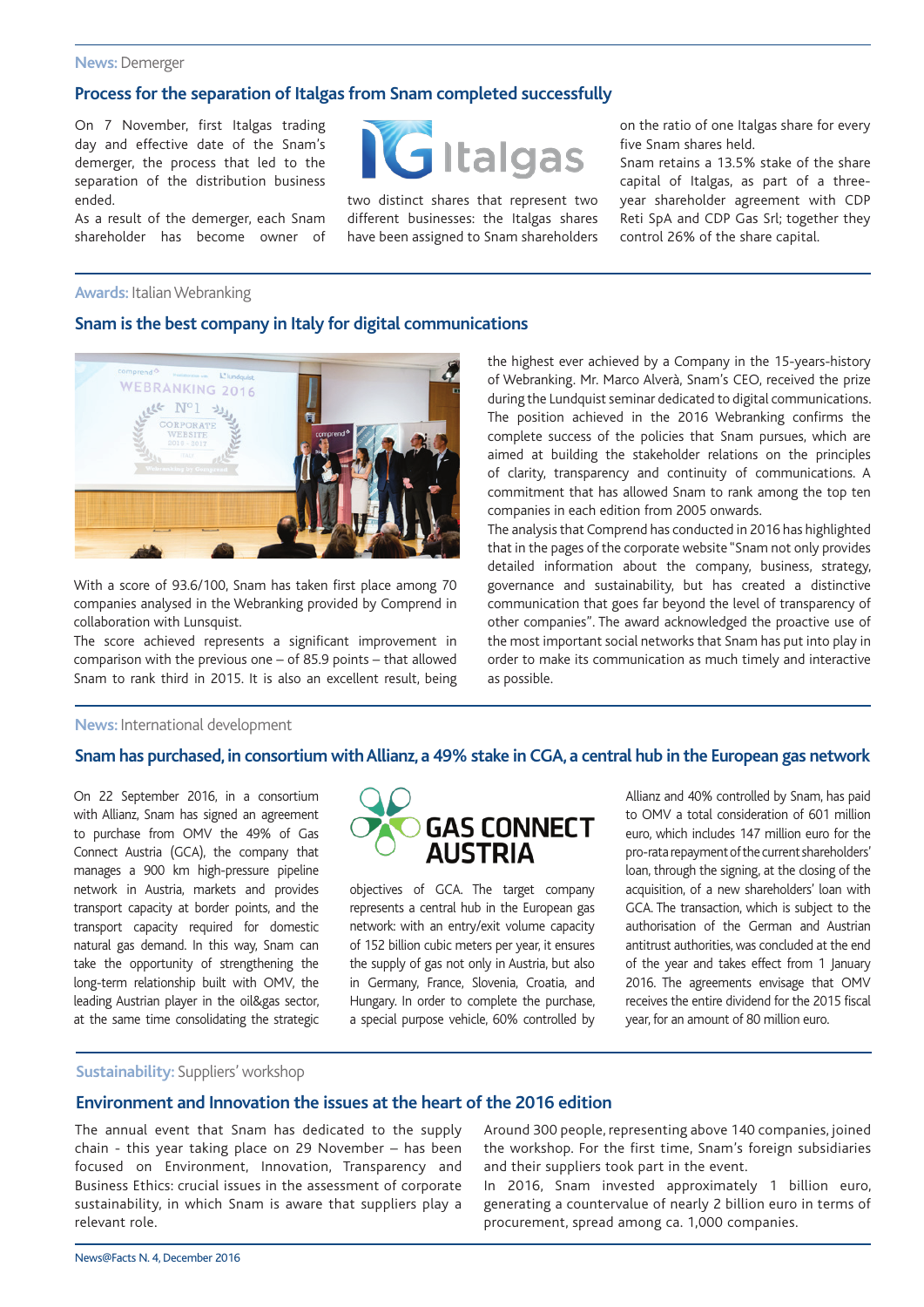News: Demerger

## Process for the separation of Italgas from Snam completed successfully

On 7 November, first Italgas trading day and effective date of the Snam's demerger, the process that led to the separation of the distribution business ended.

As a result of the demerger, each Snam shareholder has become owner of two distinct shares that represent two different businesses: the Italgas shares have been assigned to Snam shareholders on the ratio of one Italgas share for every five Snam shares held.

Snam retains a 13.5% stake of the share capital of Italgas, as part of a three-year shareholder agreement with CDP Reti SpA and CDP Gas Srl; together they control 26% of the share capital.

Awards: Italian Webranking

## Snam is the best company in Italy for digital communications

With a score of 93.6/100, Snam has taken first place among 70 companies analysed in the Webranking provided by Comprend in collaboration with Lunsquist.

The score achieved represents a significant improvement in comparison with the previous one – of 85.9 points – that allowed Snam to rank third in 2015. It is also an excellent result, being the highest ever achieved by a Company in the 15-years-history of Webranking. Mr. Marco Alverà, Snam's CEO, received the prize during the Lundquist seminar dedicated to digital communications. The position achieved in the 2016 Webranking confirms the complete success of the policies that Snam pursues, which are aimed at building the stakeholder relations on the principles of clarity, transparency and continuity of communications. A commitment that has allowed Snam to rank among the top ten companies in each edition from 2005 onwards.

The analysis that Comprend has conducted in 2016 has highlighted that in the pages of the corporate website "Snam not only provides detailed information about the company, business, strategy, governance and sustainability, but has created a distinctive communication that goes far beyond the level of transparency of other companies". The award acknowledged the proactive use of the most important social networks that Snam has put into play in order to make its communication as much timely and interactive as possible.

News: International development

## Snam has purchased, in consortium with Allianz, a 49% stake in CGA, a central hub in the European gas network

On 22 September 2016, in a consortium with Allianz, Snam has signed an agreement to purchase from OMV the 49% of Gas Connect Austria (GCA), the company that manages a 900 km high-pressure pipeline network in Austria, markets and provides transport capacity at border points, and the transport capacity required for domestic natural gas demand. In this way, Snam can take the opportunity of strengthening the long-term relationship built with OMV, the leading Austrian player in the oil&gas sector, at the same time consolidating the strategic objectives of GCA. The target company represents a central hub in the European gas network: with an entry/exit volume capacity of 152 billion cubic meters per year, it ensures the supply of gas not only in Austria, but also in Germany, France, Slovenia, Croatia, and Hungary. In order to complete the purchase, a special purpose vehicle, 60% controlled by Allianz and 40% controlled by Snam, has paid to OMV a total consideration of 601 million euro, which includes 147 million euro for the pro-rata repayment of the current shareholders' loan, through the signing, at the closing of the acquisition, of a new shareholders' loan with GCA. The transaction, which is subject to the authorisation of the German and Austrian antitrust authorities, was concluded at the end of the year and takes effect from 1 January 2016. The agreements envisage that OMV receives the entire dividend for the 2015 fiscal year, for an amount of 80 million euro.

Sustainability: Suppliers' workshop

## Environment and Innovation the issues at the heart of the 2016 edition

The annual event that Snam has dedicated to the supply chain - this year taking place on 29 November – has been focused on Environment, Innovation, Transparency and Business Ethics: crucial issues in the assessment of corporate sustainability, in which Snam is aware that suppliers play a relevant role.

Around 300 people, representing above 140 companies, joined the workshop. For the first time, Snam's foreign subsidiaries and their suppliers took part in the event.

In 2016, Snam invested approximately 1 billion euro, generating a countervalue of nearly 2 billion euro in terms of procurement, spread among ca. 1,000 companies.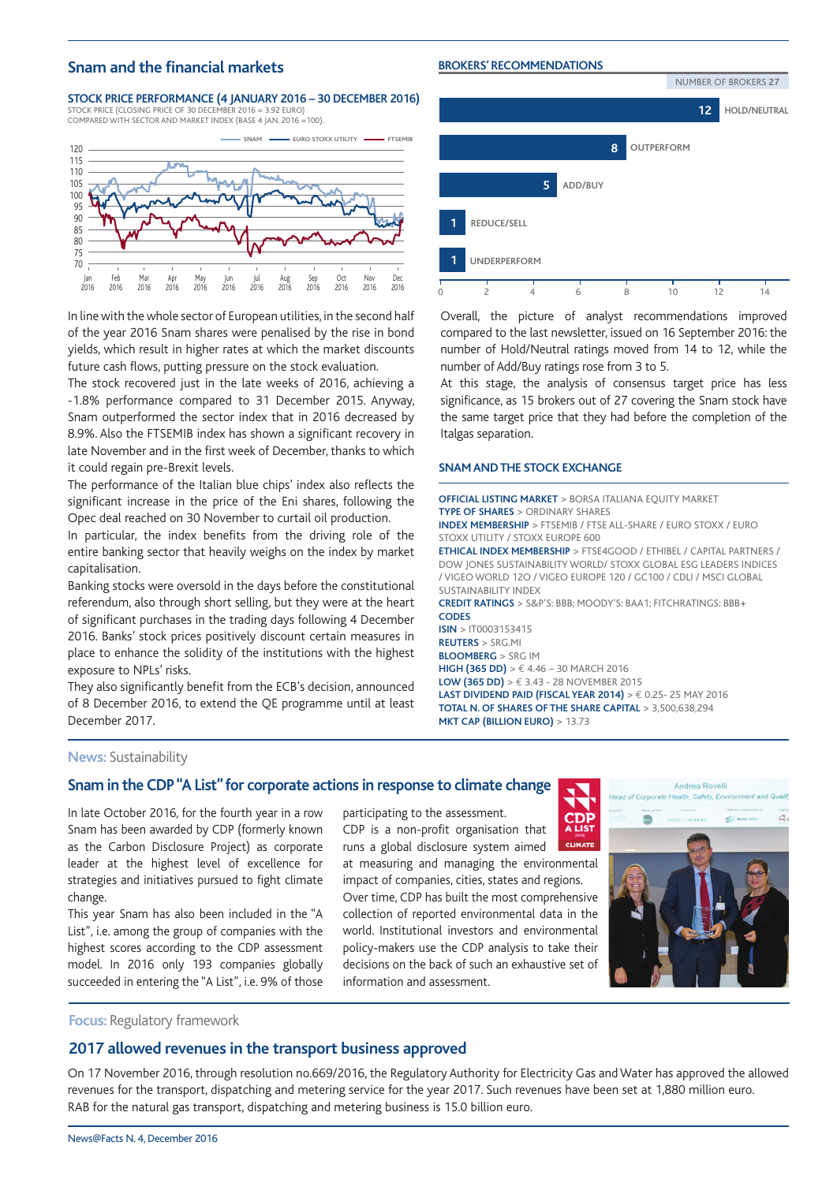## Snam and the financial markets

**STOCK PRICE PERFORMANCE (4 JANUARY 2016 – 30 DECEMBER 2016)**
STOCK PRICE (CLOSING PRICE OF 30 DECEMBER 2016 = 3.92 EURO)
COMPARED WITH SECTOR AND MARKET INDEX (BASE 4 JAN. 2016 =100).

In line with the whole sector of European utilities, in the second half of the year 2016 Snam shares were penalised by the rise in bond yields, which result in higher rates at which the market discounts future cash flows, putting pressure on the stock evaluation.
The stock recovered just in the late weeks of 2016, achieving a -1.8% performance compared to 31 December 2015. Anyway, Snam outperformed the sector index that in 2016 decreased by 8.9%. Also the FTSEMIB index has shown a significant recovery in late November and in the first week of December, thanks to which it could regain pre-Brexit levels.
The performance of the Italian blue chips' index also reflects the significant increase in the price of the Eni shares, following the Opec deal reached on 30 November to curtail oil production.
In particular, the index benefits from the driving role of the entire banking sector that heavily weighs on the index by market capitalisation.
Banking stocks were oversold in the days before the constitutional referendum, also through short selling, but they were at the heart of significant purchases in the trading days following 4 December 2016. Banks' stock prices positively discount certain measures in place to enhance the solidity of the institutions with the highest exposure to NPLs' risks.
They also significantly benefit from the ECB's decision, announced of 8 December 2016, to extend the QE programme until at least December 2017.

**BROKERS' RECOMMENDATIONS**

NUMBER OF BROKERS 27

| Recommendation | Number |
|---|---|
| HOLD/NEUTRAL | 12 |
| OUTPERFORM | 8 |
| ADD/BUY | 5 |
| REDUCE/SELL | 1 |
| UNDERPERFORM | 1 |

Overall, the picture of analyst recommendations improved compared to the last newsletter, issued on 16 September 2016: the number of Hold/Neutral ratings moved from 14 to 12, while the number of Add/Buy ratings rose from 3 to 5.
At this stage, the analysis of consensus target price has less significance, as 15 brokers out of 27 covering the Snam stock have the same target price that they had before the completion of the Italgas separation.

**SNAM AND THE STOCK EXCHANGE**

**OFFICIAL LISTING MARKET** > BORSA ITALIANA EQUITY MARKET
**TYPE OF SHARES** > ORDINARY SHARES
**INDEX MEMBERSHIP** > FTSEMIB / FTSE ALL-SHARE / EURO STOXX / EURO STOXX UTILITY / STOXX EUROPE 600
**ETHICAL INDEX MEMBERSHIP** > FTSE4GOOD / ETHIBEL / CAPITAL PARTNERS / DOW JONES SUSTAINABILITY WORLD/ STOXX GLOBAL ESG LEADERS INDICES / VIGEO WORLD 120 / VIGEO EUROPE 120 / GC100 / CDLI / MSCI GLOBAL SUSTAINABILITY INDEX
**CREDIT RATINGS** > S&P'S: BBB; MOODY'S: BAA1; FITCHRATINGS: BBB+
**CODES**
**ISIN** > IT0003153415
**REUTERS** > SRG.MI
**BLOOMBERG** > SRG IM
**HIGH (365 DD)** > € 4.46 – 30 MARCH 2016
**LOW (365 DD)** > € 3.43 - 28 NOVEMBER 2015
**LAST DIVIDEND PAID (FISCAL YEAR 2014)** > € 0.25- 25 MAY 2016
**TOTAL N. OF SHARES OF THE SHARE CAPITAL** > 3,500,638,294
**MKT CAP (BILLION EURO)** > 13.73

**News:** Sustainability

## Snam in the CDP "A List" for corporate actions in response to climate change

In late October 2016, for the fourth year in a row Snam has been awarded by CDP (formerly known as the Carbon Disclosure Project) as corporate leader at the highest level of excellence for strategies and initiatives pursued to fight climate change.
This year Snam has also been included in the "A List", i.e. among the group of companies with the highest scores according to the CDP assessment model. In 2016 only 193 companies globally succeeded in entering the "A List", i.e. 9% of those participating to the assessment.
CDP is a non-profit organisation that runs a global disclosure system aimed at measuring and managing the environmental impact of companies, cities, states and regions.
Over time, CDP has built the most comprehensive collection of reported environmental data in the world. Institutional investors and environmental policy-makers use the CDP analysis to take their decisions on the back of such an exhaustive set of information and assessment.

**Focus:** Regulatory framework

## 2017 allowed revenues in the transport business approved

On 17 November 2016, through resolution no.669/2016, the Regulatory Authority for Electricity Gas and Water has approved the allowed revenues for the transport, dispatching and metering service for the year 2017. Such revenues have been set at 1,880 million euro.
RAB for the natural gas transport, dispatching and metering business is 15.0 billion euro.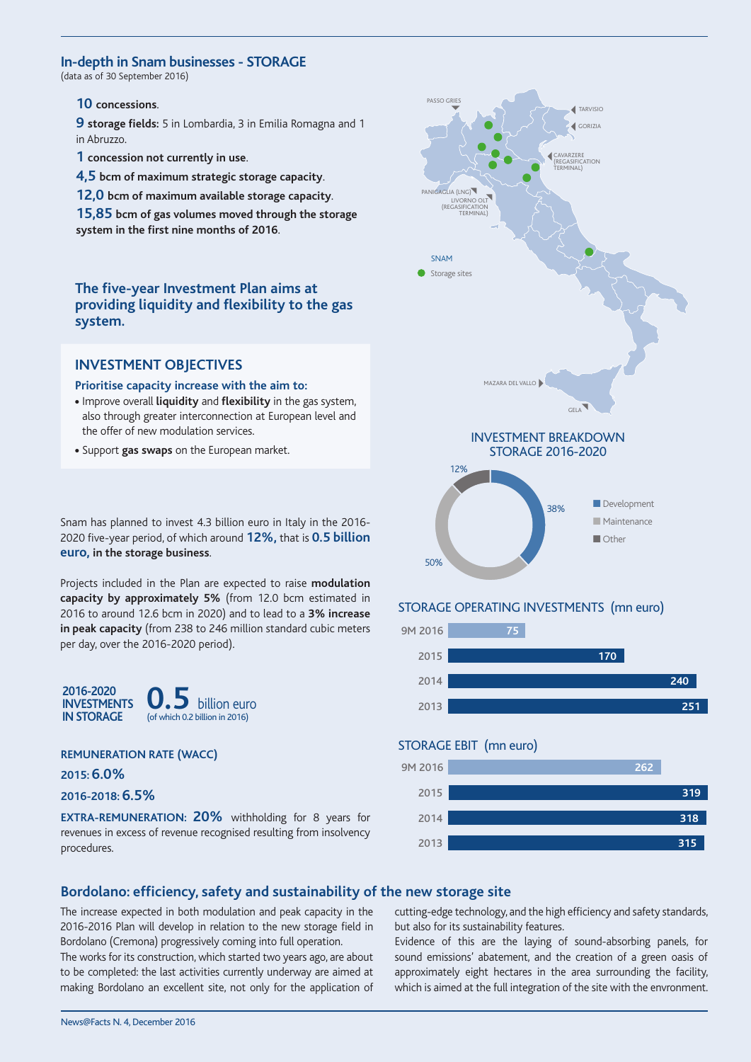## In-depth in Snam businesses - STORAGE

(data as of 30 September 2016)

**10 concessions**.

**9 storage fields:** 5 in Lombardia, 3 in Emilia Romagna and 1 in Abruzzo.

**1 concession not currently in use**.

**4,5 bcm of maximum strategic storage capacity**.

**12,0 bcm of maximum available storage capacity**.

**15,85 bcm of gas volumes moved through the storage system in the first nine months of 2016**.

PASSO GRIES

TARVISIO

GORIZIA

CAVARZERE (REGASIFICATION TERMINAL)

PANIGAGLIA (LNG)

LIVORNO OLT (REGASIFICATION TERMINAL)

SNAM

Storage sites

MAZARA DEL VALLO

GELA

### The five-year Investment Plan aims at providing liquidity and flexibility to the gas system.

### INVESTMENT OBJECTIVES

**Prioritise capacity increase with the aim to:**

- Improve overall **liquidity** and **flexibility** in the gas system, also through greater interconnection at European level and the offer of new modulation services.
- Support **gas swaps** on the European market.

Snam has planned to invest 4.3 billion euro in Italy in the 2016-2020 five-year period, of which around **12%,** that is **0.5 billion euro, in the storage business**.

Projects included in the Plan are expected to raise **modulation capacity by approximately 5%** (from 12.0 bcm estimated in 2016 to around 12.6 bcm in 2020) and to lead to a **3% increase in peak capacity** (from 238 to 246 million standard cubic meters per day, over the 2016-2020 period).

**2016-2020 INVESTMENTS IN STORAGE** **0.5** billion euro (of which 0.2 billion in 2016)

**REMUNERATION RATE (WACC)**

**2015: 6.0%**

**2016-2018: 6.5%**

**EXTRA-REMUNERATION: 20%** withholding for 8 years for revenues in excess of revenue recognised resulting from insolvency procedures.

INVESTMENT BREAKDOWN STORAGE 2016-2020

12%

38%

50%

Development

Maintenance

Other

STORAGE OPERATING INVESTMENTS (mn euro)

9M 2016 75

2015 170

2014 240

2013 251

STORAGE EBIT (mn euro)

9M 2016 262

2015 319

2014 318

2013 315

## Bordolano: efficiency, safety and sustainability of the new storage site

The increase expected in both modulation and peak capacity in the 2016-2016 Plan will develop in relation to the new storage field in Bordolano (Cremona) progressively coming into full operation.

The works for its construction, which started two years ago, are about to be completed: the last activities currently underway are aimed at making Bordolano an excellent site, not only for the application of cutting-edge technology, and the high efficiency and safety standards, but also for its sustainability features.

Evidence of this are the laying of sound-absorbing panels, for sound emissions' abatement, and the creation of a green oasis of approximately eight hectares in the area surrounding the facility, which is aimed at the full integration of the site with the envronment.